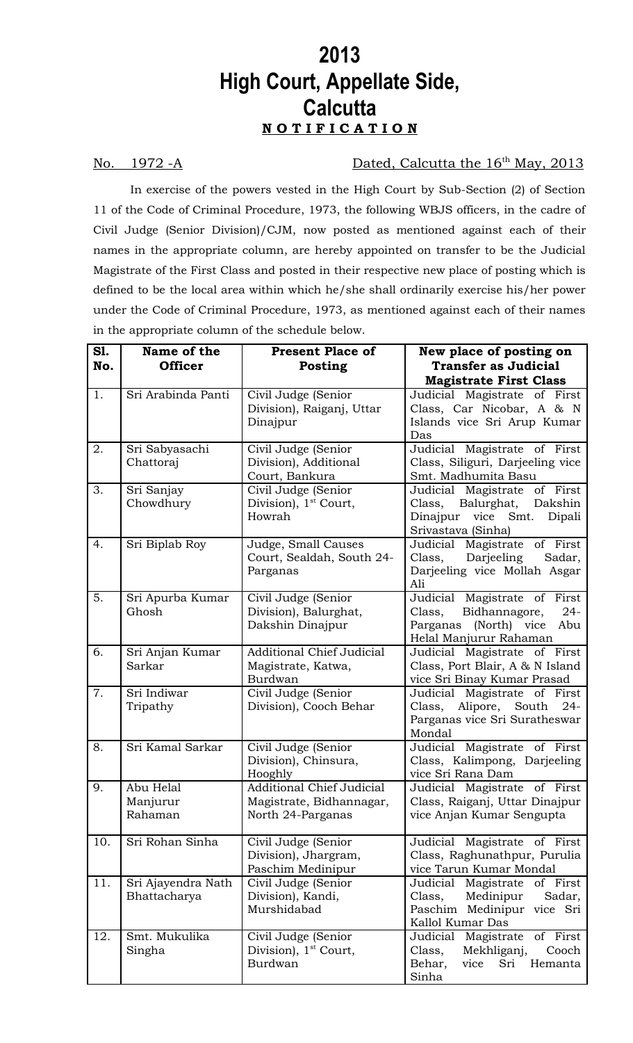# 2013
# High Court, Appellate Side, Calcutta
## **NOTIFICATION**

No. 1972 -A Dated, Calcutta the 16th May, 2013

In exercise of the powers vested in the High Court by Sub-Section (2) of Section 11 of the Code of Criminal Procedure, 1973, the following WBJS officers, in the cadre of Civil Judge (Senior Division)/CJM, now posted as mentioned against each of their names in the appropriate column, are hereby appointed on transfer to be the Judicial Magistrate of the First Class and posted in their respective new place of posting which is defined to be the local area within which he/she shall ordinarily exercise his/her power under the Code of Criminal Procedure, 1973, as mentioned against each of their names in the appropriate column of the schedule below.

| Sl. No. | Name of the Officer | Present Place of Posting | New place of posting on Transfer as Judicial Magistrate First Class |
|---|---|---|---|
| 1. | Sri Arabinda Panti | Civil Judge (Senior Division), Raiganj, Uttar Dinajpur | Judicial Magistrate of First Class, Car Nicobar, A & N Islands vice Sri Arup Kumar Das |
| 2. | Sri Sabyasachi Chattoraj | Civil Judge (Senior Division), Additional Court, Bankura | Judicial Magistrate of First Class, Siliguri, Darjeeling vice Smt. Madhumita Basu |
| 3. | Sri Sanjay Chowdhury | Civil Judge (Senior Division), 1st Court, Howrah | Judicial Magistrate of First Class, Balurghat, Dakshin Dinajpur vice Smt. Dipali Srivastava (Sinha) |
| 4. | Sri Biplab Roy | Judge, Small Causes Court, Sealdah, South 24-Parganas | Judicial Magistrate of First Class, Darjeeling Sadar, Darjeeling vice Mollah Asgar Ali |
| 5. | Sri Apurba Kumar Ghosh | Civil Judge (Senior Division), Balurghat, Dakshin Dinajpur | Judicial Magistrate of First Class, Bidhannagore, 24-Parganas (North) vice Abu Helal Manjurur Rahaman |
| 6. | Sri Anjan Kumar Sarkar | Additional Chief Judicial Magistrate, Katwa, Burdwan | Judicial Magistrate of First Class, Port Blair, A & N Island vice Sri Binay Kumar Prasad |
| 7. | Sri Indiwar Tripathy | Civil Judge (Senior Division), Cooch Behar | Judicial Magistrate of First Class, Alipore, South 24-Parganas vice Sri Suratheswar Mondal |
| 8. | Sri Kamal Sarkar | Civil Judge (Senior Division), Chinsura, Hooghly | Judicial Magistrate of First Class, Kalimpong, Darjeeling vice Sri Rana Dam |
| 9. | Abu Helal Manjurur Rahaman | Additional Chief Judicial Magistrate, Bidhannagar, North 24-Parganas | Judicial Magistrate of First Class, Raiganj, Uttar Dinajpur vice Anjan Kumar Sengupta |
| 10. | Sri Rohan Sinha | Civil Judge (Senior Division), Jhargram, Paschim Medinipur | Judicial Magistrate of First Class, Raghunathpur, Purulia vice Tarun Kumar Mondal |
| 11. | Sri Ajayendra Nath Bhattacharya | Civil Judge (Senior Division), Kandi, Murshidabad | Judicial Magistrate of First Class, Medinipur Sadar, Paschim Medinipur vice Sri Kallol Kumar Das |
| 12. | Smt. Mukulika Singha | Civil Judge (Senior Division), 1st Court, Burdwan | Judicial Magistrate of First Class, Mekhliganj, Cooch Behar, vice Sri Hemanta Sinha |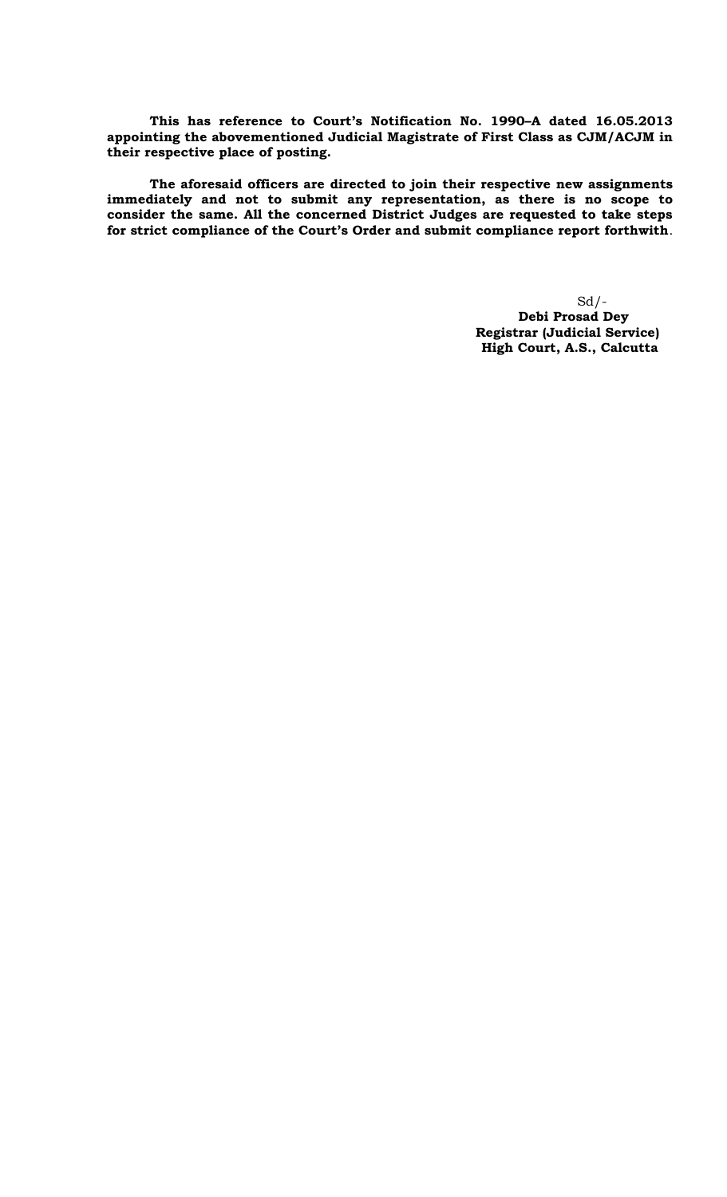**This has reference to Court's Notification No. 1990–A dated 16.05.2013 appointing the abovementioned Judicial Magistrate of First Class as CJM/ACJM in their respective place of posting.**

**The aforesaid officers are directed to join their respective new assignments immediately and not to submit any representation, as there is no scope to consider the same. All the concerned District Judges are requested to take steps for strict compliance of the Court's Order and submit compliance report forthwith**.

Sd/-  
**Debi Prosad Dey**  
**Registrar (Judicial Service)**  
**High Court, A.S., Calcutta**